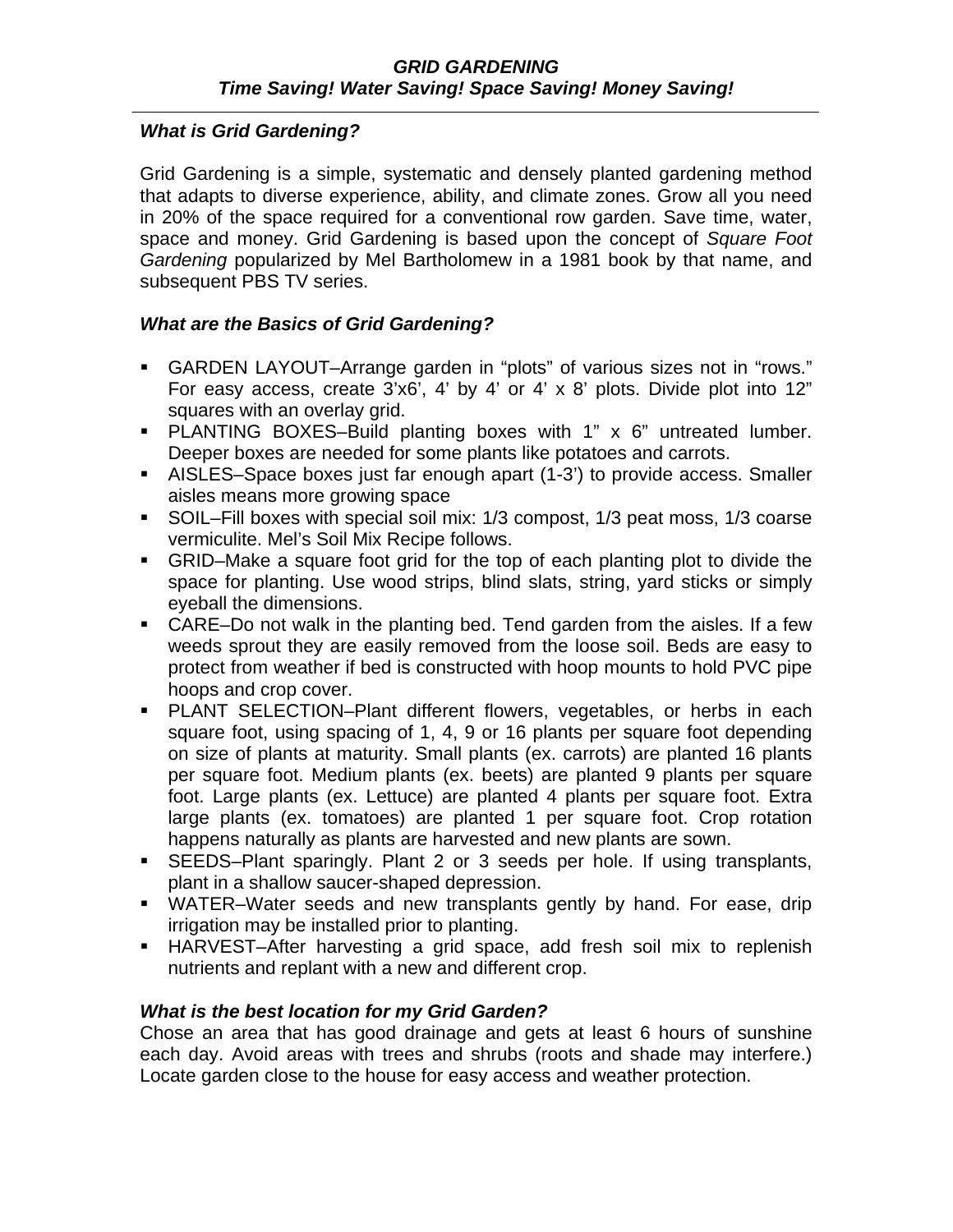# *GRID GARDENING*
## *Time Saving! Water Saving! Space Saving! Money Saving!*

---

### *What is Grid Gardening?*

Grid Gardening is a simple, systematic and densely planted gardening method that adapts to diverse experience, ability, and climate zones. Grow all you need in 20% of the space required for a conventional row garden. Save time, water, space and money. Grid Gardening is based upon the concept of *Square Foot Gardening* popularized by Mel Bartholomew in a 1981 book by that name, and subsequent PBS TV series.

### *What are the Basics of Grid Gardening?*

- GARDEN LAYOUT–Arrange garden in "plots" of various sizes not in "rows." For easy access, create 3'x6', 4' by 4' or 4' x 8' plots. Divide plot into 12" squares with an overlay grid.
- PLANTING BOXES–Build planting boxes with 1" x 6" untreated lumber. Deeper boxes are needed for some plants like potatoes and carrots.
- AISLES–Space boxes just far enough apart (1-3') to provide access. Smaller aisles means more growing space
- SOIL–Fill boxes with special soil mix: 1/3 compost, 1/3 peat moss, 1/3 coarse vermiculite. Mel's Soil Mix Recipe follows.
- GRID–Make a square foot grid for the top of each planting plot to divide the space for planting. Use wood strips, blind slats, string, yard sticks or simply eyeball the dimensions.
- CARE–Do not walk in the planting bed. Tend garden from the aisles. If a few weeds sprout they are easily removed from the loose soil. Beds are easy to protect from weather if bed is constructed with hoop mounts to hold PVC pipe hoops and crop cover.
- PLANT SELECTION–Plant different flowers, vegetables, or herbs in each square foot, using spacing of 1, 4, 9 or 16 plants per square foot depending on size of plants at maturity. Small plants (ex. carrots) are planted 16 plants per square foot. Medium plants (ex. beets) are planted 9 plants per square foot. Large plants (ex. Lettuce) are planted 4 plants per square foot. Extra large plants (ex. tomatoes) are planted 1 per square foot. Crop rotation happens naturally as plants are harvested and new plants are sown.
- SEEDS–Plant sparingly. Plant 2 or 3 seeds per hole. If using transplants, plant in a shallow saucer-shaped depression.
- WATER–Water seeds and new transplants gently by hand. For ease, drip irrigation may be installed prior to planting.
- HARVEST–After harvesting a grid space, add fresh soil mix to replenish nutrients and replant with a new and different crop.

### *What is the best location for my Grid Garden?*

Chose an area that has good drainage and gets at least 6 hours of sunshine each day. Avoid areas with trees and shrubs (roots and shade may interfere.) Locate garden close to the house for easy access and weather protection.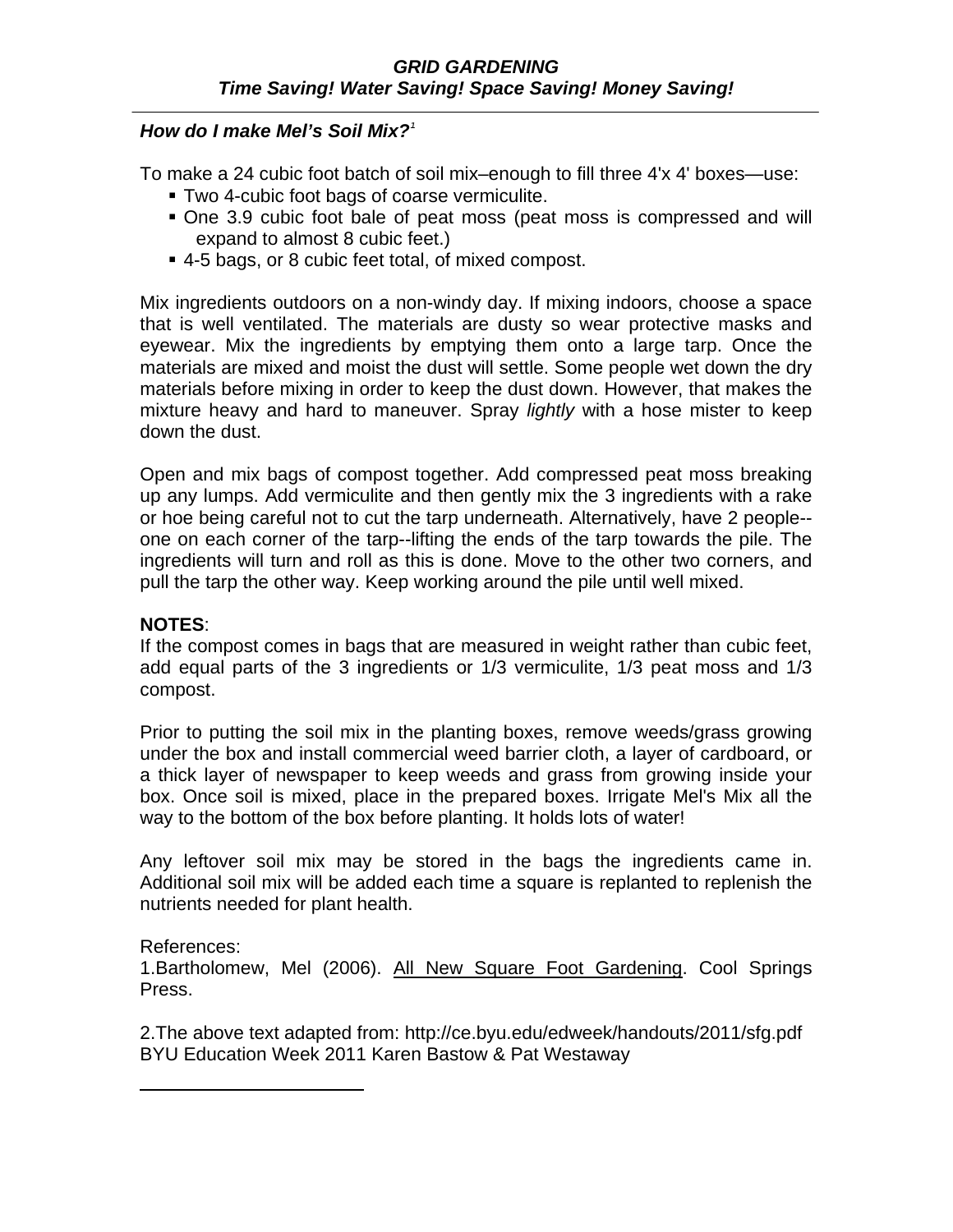***GRID GARDENING***
***Time Saving! Water Saving! Space Saving! Money Saving!***

### *How do I make Mel's Soil Mix?*[1]

To make a 24 cubic foot batch of soil mix–enough to fill three 4'x 4' boxes—use:

- Two 4-cubic foot bags of coarse vermiculite.
- One 3.9 cubic foot bale of peat moss (peat moss is compressed and will expand to almost 8 cubic feet.)
- 4-5 bags, or 8 cubic feet total, of mixed compost.

Mix ingredients outdoors on a non-windy day. If mixing indoors, choose a space that is well ventilated. The materials are dusty so wear protective masks and eyewear. Mix the ingredients by emptying them onto a large tarp. Once the materials are mixed and moist the dust will settle. Some people wet down the dry materials before mixing in order to keep the dust down. However, that makes the mixture heavy and hard to maneuver. Spray *lightly* with a hose mister to keep down the dust.

Open and mix bags of compost together. Add compressed peat moss breaking up any lumps. Add vermiculite and then gently mix the 3 ingredients with a rake or hoe being careful not to cut the tarp underneath. Alternatively, have 2 people--one on each corner of the tarp--lifting the ends of the tarp towards the pile. The ingredients will turn and roll as this is done. Move to the other two corners, and pull the tarp the other way. Keep working around the pile until well mixed.

**NOTES**:
If the compost comes in bags that are measured in weight rather than cubic feet, add equal parts of the 3 ingredients or 1/3 vermiculite, 1/3 peat moss and 1/3 compost.

Prior to putting the soil mix in the planting boxes, remove weeds/grass growing under the box and install commercial weed barrier cloth, a layer of cardboard, or a thick layer of newspaper to keep weeds and grass from growing inside your box. Once soil is mixed, place in the prepared boxes. Irrigate Mel's Mix all the way to the bottom of the box before planting. It holds lots of water!

Any leftover soil mix may be stored in the bags the ingredients came in. Additional soil mix will be added each time a square is replanted to replenish the nutrients needed for plant health.

References:
1.Bartholomew, Mel (2006). All New Square Foot Gardening. Cool Springs Press.

2.The above text adapted from: http://ce.byu.edu/edweek/handouts/2011/sfg.pdf
BYU Education Week 2011 Karen Bastow & Pat Westaway